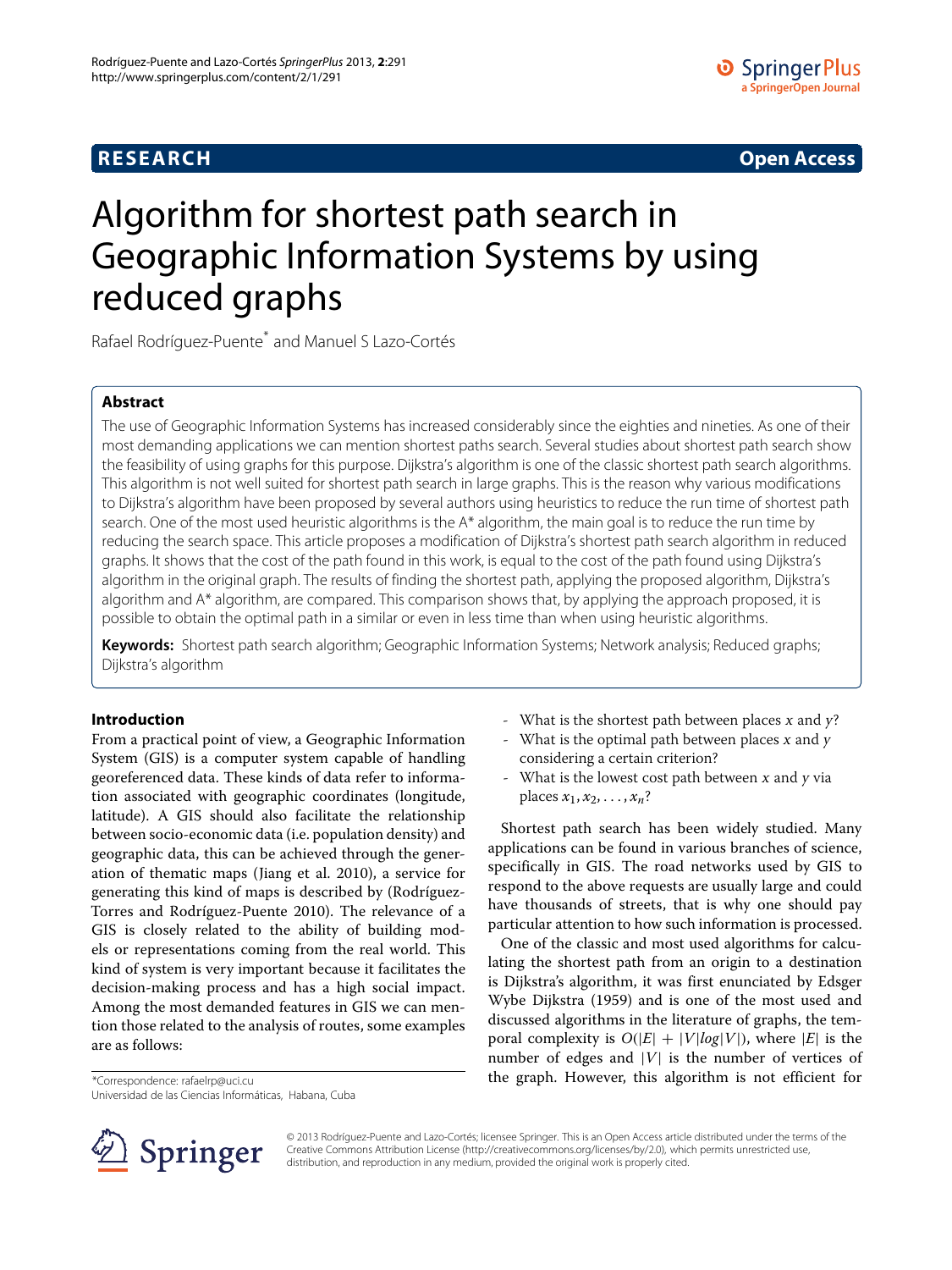RESEARCH **Open Access**

# Algorithm for shortest path search in Geographic Information Systems by using reduced graphs

Rafael Rodríguez-Puente* and Manuel S Lazo-Cortés

## Abstract

The use of Geographic Information Systems has increased considerably since the eighties and nineties. As one of their most demanding applications we can mention shortest paths search. Several studies about shortest path search show the feasibility of using graphs for this purpose. Dijkstra's algorithm is one of the classic shortest path search algorithms. This algorithm is not well suited for shortest path search in large graphs. This is the reason why various modifications to Dijkstra's algorithm have been proposed by several authors using heuristics to reduce the run time of shortest path search. One of the most used heuristic algorithms is the A* algorithm, the main goal is to reduce the run time by reducing the search space. This article proposes a modification of Dijkstra's shortest path search algorithm in reduced graphs. It shows that the cost of the path found in this work, is equal to the cost of the path found using Dijkstra's algorithm in the original graph. The results of finding the shortest path, applying the proposed algorithm, Dijkstra's algorithm and A* algorithm, are compared. This comparison shows that, by applying the approach proposed, it is possible to obtain the optimal path in a similar or even in less time than when using heuristic algorithms.

**Keywords:** Shortest path search algorithm; Geographic Information Systems; Network analysis; Reduced graphs; Dijkstra's algorithm

## Introduction

From a practical point of view, a Geographic Information System (GIS) is a computer system capable of handling georeferenced data. These kinds of data refer to information associated with geographic coordinates (longitude, latitude). A GIS should also facilitate the relationship between socio-economic data (i.e. population density) and geographic data, this can be achieved through the generation of thematic maps (Jiang et al. 2010), a service for generating this kind of maps is described by (Rodríguez-Torres and Rodríguez-Puente 2010). The relevance of a GIS is closely related to the ability of building models or representations coming from the real world. This kind of system is very important because it facilitates the decision-making process and has a high social impact. Among the most demanded features in GIS we can mention those related to the analysis of routes, some examples are as follows:

- What is the shortest path between places $x$ and $y$?
- What is the optimal path between places $x$ and $y$ considering a certain criterion?
- What is the lowest cost path between $x$ and $y$ via places $x_1, x_2, \ldots, x_n$?

Shortest path search has been widely studied. Many applications can be found in various branches of science, specifically in GIS. The road networks used by GIS to respond to the above requests are usually large and could have thousands of streets, that is why one should pay particular attention to how such information is processed.

One of the classic and most used algorithms for calculating the shortest path from an origin to a destination is Dijkstra's algorithm, it was first enunciated by Edsger Wybe Dijkstra (1959) and is one of the most used and discussed algorithms in the literature of graphs, the temporal complexity is $O(|E| + |V|log|V|)$, where $|E|$ is the number of edges and $|V|$ is the number of vertices of the graph. However, this algorithm is not efficient for

*Correspondence: rafaelrp@uci.cu
Universidad de las Ciencias Informáticas, Habana, Cuba

© 2013 Rodríguez-Puente and Lazo-Cortés; licensee Springer. This is an Open Access article distributed under the terms of the Creative Commons Attribution License (http://creativecommons.org/licenses/by/2.0), which permits unrestricted use, distribution, and reproduction in any medium, provided the original work is properly cited.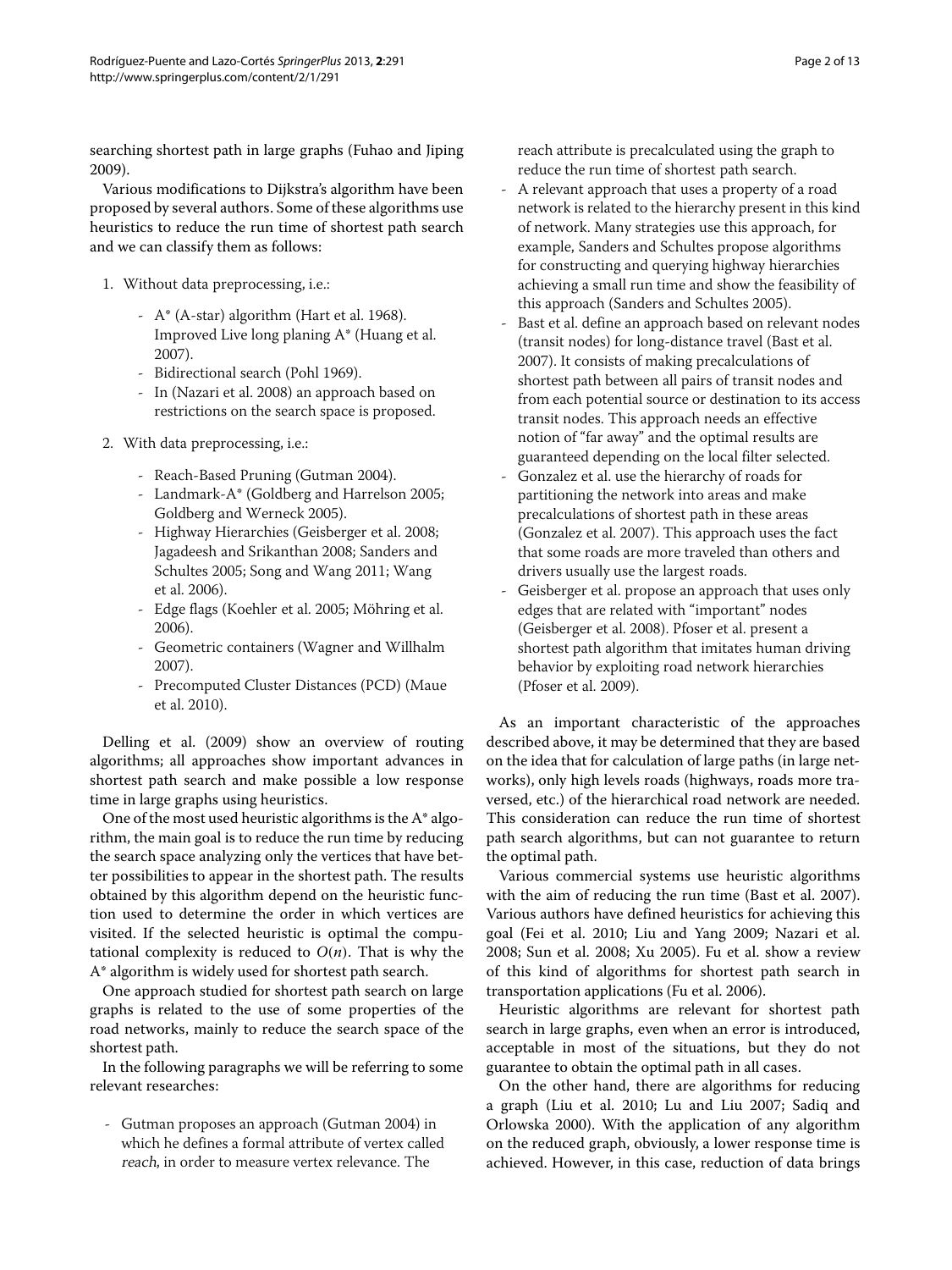searching shortest path in large graphs (Fuhao and Jiping 2009).

Various modifications to Dijkstra's algorithm have been proposed by several authors. Some of these algorithms use heuristics to reduce the run time of shortest path search and we can classify them as follows:

1. Without data preprocessing, i.e.:
   - A* (A-star) algorithm (Hart et al. 1968). Improved Live long planing A* (Huang et al. 2007).
   - Bidirectional search (Pohl 1969).
   - In (Nazari et al. 2008) an approach based on restrictions on the search space is proposed.
2. With data preprocessing, i.e.:
   - Reach-Based Pruning (Gutman 2004).
   - Landmark-A* (Goldberg and Harrelson 2005; Goldberg and Werneck 2005).
   - Highway Hierarchies (Geisberger et al. 2008; Jagadeesh and Srikanthan 2008; Sanders and Schultes 2005; Song and Wang 2011; Wang et al. 2006).
   - Edge flags (Koehler et al. 2005; Möhring et al. 2006).
   - Geometric containers (Wagner and Willhalm 2007).
   - Precomputed Cluster Distances (PCD) (Maue et al. 2010).

Delling et al. (2009) show an overview of routing algorithms; all approaches show important advances in shortest path search and make possible a low response time in large graphs using heuristics.

One of the most used heuristic algorithms is the A* algorithm, the main goal is to reduce the run time by reducing the search space analyzing only the vertices that have better possibilities to appear in the shortest path. The results obtained by this algorithm depend on the heuristic function used to determine the order in which vertices are visited. If the selected heuristic is optimal the computational complexity is reduced to $O(n)$. That is why the A* algorithm is widely used for shortest path search.

One approach studied for shortest path search on large graphs is related to the use of some properties of the road networks, mainly to reduce the search space of the shortest path.

In the following paragraphs we will be referring to some relevant researches:

- Gutman proposes an approach (Gutman 2004) in which he defines a formal attribute of vertex called *reach*, in order to measure vertex relevance. The reach attribute is precalculated using the graph to reduce the run time of shortest path search.
- A relevant approach that uses a property of a road network is related to the hierarchy present in this kind of network. Many strategies use this approach, for example, Sanders and Schultes propose algorithms for constructing and querying highway hierarchies achieving a small run time and show the feasibility of this approach (Sanders and Schultes 2005).
- Bast et al. define an approach based on relevant nodes (transit nodes) for long-distance travel (Bast et al. 2007). It consists of making precalculations of shortest path between all pairs of transit nodes and from each potential source or destination to its access transit nodes. This approach needs an effective notion of "far away" and the optimal results are guaranteed depending on the local filter selected.
- Gonzalez et al. use the hierarchy of roads for partitioning the network into areas and make precalculations of shortest path in these areas (Gonzalez et al. 2007). This approach uses the fact that some roads are more traveled than others and drivers usually use the largest roads.
- Geisberger et al. propose an approach that uses only edges that are related with "important" nodes (Geisberger et al. 2008). Pfoser et al. present a shortest path algorithm that imitates human driving behavior by exploiting road network hierarchies (Pfoser et al. 2009).

As an important characteristic of the approaches described above, it may be determined that they are based on the idea that for calculation of large paths (in large networks), only high levels roads (highways, roads more traversed, etc.) of the hierarchical road network are needed. This consideration can reduce the run time of shortest path search algorithms, but can not guarantee to return the optimal path.

Various commercial systems use heuristic algorithms with the aim of reducing the run time (Bast et al. 2007). Various authors have defined heuristics for achieving this goal (Fei et al. 2010; Liu and Yang 2009; Nazari et al. 2008; Sun et al. 2008; Xu 2005). Fu et al. show a review of this kind of algorithms for shortest path search in transportation applications (Fu et al. 2006).

Heuristic algorithms are relevant for shortest path search in large graphs, even when an error is introduced, acceptable in most of the situations, but they do not guarantee to obtain the optimal path in all cases.

On the other hand, there are algorithms for reducing a graph (Liu et al. 2010; Lu and Liu 2007; Sadiq and Orlowska 2000). With the application of any algorithm on the reduced graph, obviously, a lower response time is achieved. However, in this case, reduction of data brings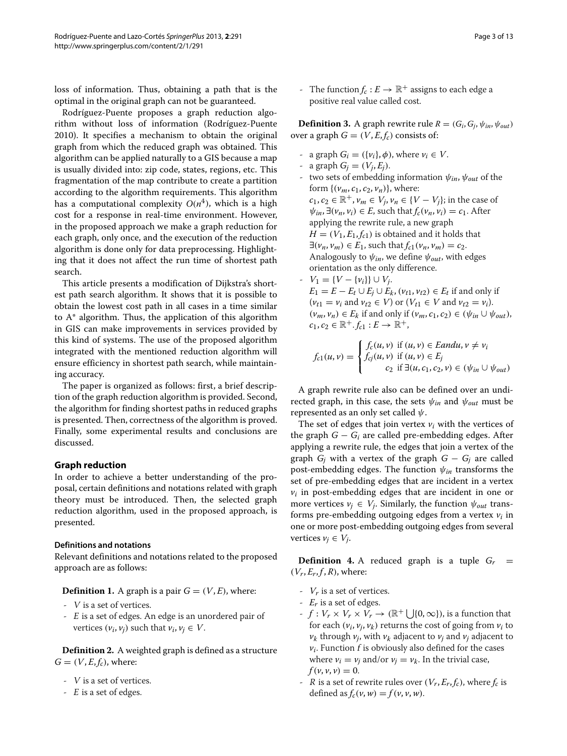loss of information. Thus, obtaining a path that is the optimal in the original graph can not be guaranteed.

Rodríguez-Puente proposes a graph reduction algorithm without loss of information (Rodríguez-Puente 2010). It specifies a mechanism to obtain the original graph from which the reduced graph was obtained. This algorithm can be applied naturally to a GIS because a map is usually divided into: zip code, states, regions, etc. This fragmentation of the map contribute to create a partition according to the algorithm requirements. This algorithm has a computational complexity $O(n^4)$, which is a high cost for a response in real-time environment. However, in the proposed approach we make a graph reduction for each graph, only once, and the execution of the reduction algorithm is done only for data preprocessing. Highlighting that it does not affect the run time of shortest path search.

This article presents a modification of Dijkstra's shortest path search algorithm. It shows that it is possible to obtain the lowest cost path in all cases in a time similar to A* algorithm. Thus, the application of this algorithm in GIS can make improvements in services provided by this kind of systems. The use of the proposed algorithm integrated with the mentioned reduction algorithm will ensure efficiency in shortest path search, while maintaining accuracy.

The paper is organized as follows: first, a brief description of the graph reduction algorithm is provided. Second, the algorithm for finding shortest paths in reduced graphs is presented. Then, correctness of the algorithm is proved. Finally, some experimental results and conclusions are discussed.

## Graph reduction

In order to achieve a better understanding of the proposal, certain definitions and notations related with graph theory must be introduced. Then, the selected graph reduction algorithm, used in the proposed approach, is presented.

### Definitions and notations

Relevant definitions and notations related to the proposed approach are as follows:

**Definition 1.** A graph is a pair $G = (V, E)$, where:

- $V$ is a set of vertices.
- $E$ is a set of edges. An edge is an unordered pair of vertices $(v_i, v_j)$ such that $v_i, v_j \in V$.

**Definition 2.** A weighted graph is defined as a structure $G = (V, E, f_c)$, where:

- $V$ is a set of vertices.
- $E$ is a set of edges.
- The function $f_c : E \to \mathbb{R}^+$ assigns to each edge a positive real value called cost.

**Definition 3.** A graph rewrite rule $R = (G_i, G_j, \psi_{in}, \psi_{out})$ over a graph $G = (V, E, f_c)$ consists of:

- a graph $G_i = (\{v_i\}, \phi)$, where $v_i \in V$.
- a graph $G_j = (V_j, E_j)$.
- two sets of embedding information $\psi_{in}, \psi_{out}$ of the form $\{(v_m, c_1, c_2, v_n)\}$, where: $c_1, c_2 \in \mathbb{R}^+, v_m \in V_j, v_n \in \{V - V_j\}$; in the case of $\psi_{in}, \exists(v_n, v_i) \in E$, such that $f_c(v_n, v_i) = c_1$. After applying the rewrite rule, a new graph $H = (V_1, E_1, f_{c1})$ is obtained and it holds that $\exists(v_n, v_m) \in E_1$, such that $f_{c1}(v_n, v_m) = c_2$. Analogously to $\psi_{in}$, we define $\psi_{out}$, with edges orientation as the only difference.
- $V_1 = \{V - \{v_i\}\} \cup V_j$. $E_1 = E - E_t \cup E_j \cup E_k, (v_{t1}, v_{t2}) \in E_t$ if and only if $(v_{t1} = v_i$ and $v_{t2} \in V)$ or $(V_{t1} \in V$ and $v_{t2} = v_i)$. $(v_m, v_n) \in E_k$ if and only if $(v_m, c_1, c_2) \in (\psi_{in} \cup \psi_{out})$, $c_1, c_2 \in \mathbb{R}^+. f_{c1} : E \to \mathbb{R}^+$,

$$f_{c1}(u, v) = \begin{cases} f_c(u, v) \text{ if } (u, v) \in Eandu, v \neq v_i \\ f_{cj}(u, v) \text{ if } (u, v) \in E_j \\ \quad c_2 \text{ if } \exists(u, c_1, c_2, v) \in (\psi_{in} \cup \psi_{out}) \end{cases}$$

A graph rewrite rule also can be defined over an undirected graph, in this case, the sets $\psi_{in}$ and $\psi_{out}$ must be represented as an only set called $\psi$.

The set of edges that join vertex $v_i$ with the vertices of the graph $G - G_i$ are called pre-embedding edges. After applying a rewrite rule, the edges that join a vertex of the graph $G_j$ with a vertex of the graph $G - G_j$ are called post-embedding edges. The function $\psi_{in}$ transforms the set of pre-embedding edges that are incident in a vertex $v_i$ in post-embedding edges that are incident in one or more vertices $v_j \in V_j$. Similarly, the function $\psi_{out}$ transforms pre-embedding outgoing edges from a vertex $v_i$ in one or more post-embedding outgoing edges from several vertices $v_j \in V_j$.

**Definition 4.** A reduced graph is a tuple $G_r = (V_r, E_r, f, R)$, where:

- $V_r$ is a set of vertices.
- $E_r$ is a set of edges.
- $f : V_r \times V_r \times V_r \to (\mathbb{R}^+ \bigcup\{0, \infty\})$, is a function that for each $(v_i, v_j, v_k)$ returns the cost of going from $v_i$ to $v_k$ through $v_j$, with $v_k$ adjacent to $v_j$ and $v_j$ adjacent to $v_i$. Function $f$ is obviously also defined for the cases where $v_i = v_j$ and/or $v_j = v_k$. In the trivial case, $f(v, v, v) = 0$.
- $R$ is a set of rewrite rules over $(V_r, E_r, f_c)$, where $f_c$ is defined as $f_c(v, w) = f(v, v, w)$.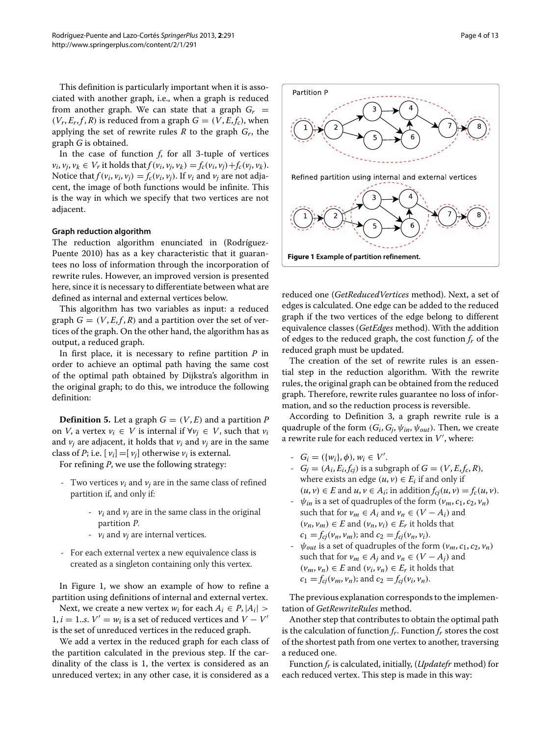This definition is particularly important when it is associated with another graph, i.e., when a graph is reduced from another graph. We can state that a graph $G_r = (V_r, E_r, f, R)$ is reduced from a graph $G = (V, E, f_c)$, when applying the set of rewrite rules $R$ to the graph $G_r$, the graph $G$ is obtained.

In the case of function $f$, for all 3-tuple of vertices $v_i, v_j, v_k \in V_r$ it holds that $f(v_i, v_j, v_k) = f_c(v_i, v_j) + f_c(v_j, v_k)$. Notice that $f(v_i, v_i, v_j) = f_c(v_i, v_j)$. If $v_i$ and $v_j$ are not adjacent, the image of both functions would be infinite. This is the way in which we specify that two vertices are not adjacent.

#### Graph reduction algorithm

The reduction algorithm enunciated in (Rodríguez-Puente 2010) has as a key characteristic that it guarantees no loss of information through the incorporation of rewrite rules. However, an improved version is presented here, since it is necessary to differentiate between what are defined as internal and external vertices below.

This algorithm has two variables as input: a reduced graph $G = (V, E, f, R)$ and a partition over the set of vertices of the graph. On the other hand, the algorithm has as output, a reduced graph.

In first place, it is necessary to refine partition $P$ in order to achieve an optimal path having the same cost of the optimal path obtained by Dijkstra's algorithm in the original graph; to do this, we introduce the following definition:

**Definition 5.** Let a graph $G = (V, E)$ and a partition $P$ on $V$, a vertex $v_i \in V$ is internal if $\forall v_j \in V$, such that $v_i$ and $v_j$ are adjacent, it holds that $v_i$ and $v_j$ are in the same class of $P$; i.e. $[v_i] = [v_j]$ otherwise $v_i$ is external.

For refining $P$, we use the following strategy:

- Two vertices $v_i$ and $v_j$ are in the same class of refined partition if, and only if:
  - $v_i$ and $v_j$ are in the same class in the original partition $P$.
  - $v_i$ and $v_j$ are internal vertices.
- For each external vertex a new equivalence class is created as a singleton containing only this vertex.

In Figure 1, we show an example of how to refine a partition using definitions of internal and external vertex.

Next, we create a new vertex $w_i$ for each $A_i \in P, |A_i| > 1, i = 1..s$. $V' = w_i$ is a set of reduced vertices and $V - V'$ is the set of unreduced vertices in the reduced graph.

We add a vertex in the reduced graph for each class of the partition calculated in the previous step. If the cardinality of the class is 1, the vertex is considered as an unreduced vertex; in any other case, it is considered as a reduced one (*GetReducedVertices* method). Next, a set of edges is calculated. One edge can be added to the reduced graph if the two vertices of the edge belong to different equivalence classes (*GetEdges* method). With the addition of edges to the reduced graph, the cost function $f_r$ of the reduced graph must be updated.

Partition P

Refined partition using internal and external vertices

**Figure 1** Example of partition refinement.

The creation of the set of rewrite rules is an essential step in the reduction algorithm. With the rewrite rules, the original graph can be obtained from the reduced graph. Therefore, rewrite rules guarantee no loss of information, and so the reduction process is reversible.

According to Definition 3, a graph rewrite rule is a quadruple of the form $(G_i, G_j, \psi_{in}, \psi_{out})$. Then, we create a rewrite rule for each reduced vertex in $V'$, where:

- $G_i = (\{w_i\}, \phi), w_i \in V'$.
- $G_j = (A_i, E_i, f_{cj})$ is a subgraph of $G = (V, E, f_c, R)$, where exists an edge $(u, v) \in E_i$ if and only if $(u, v) \in E$ and $u, v \in A_i$; in addition $f_{cj}(u, v) = f_c(u, v)$.
- $\psi_{in}$ is a set of quadruples of the form $(v_m, c_1, c_2, v_n)$ such that for $v_m \in A_i$ and $v_n \in (V - A_i)$ and $(v_n, v_m) \in E$ and $(v_n, v_i) \in E_r$ it holds that $c_1 = f_{cj}(v_n, v_m)$; and $c_2 = f_{cj}(v_n, v_i)$.
- $\psi_{out}$ is a set of quadruples of the form $(v_m, c_1, c_2, v_n)$ such that for $v_m \in A_j$ and $v_n \in (V - A_j)$ and $(v_m, v_n) \in E$ and $(v_i, v_n) \in E_r$ it holds that $c_1 = f_{cj}(v_m, v_n)$; and $c_2 = f_{cj}(v_i, v_n)$.

The previous explanation corresponds to the implementation of *GetRewriteRules* method.

Another step that contributes to obtain the optimal path is the calculation of function $f_r$. Function $f_r$ stores the cost of the shortest path from one vertex to another, traversing a reduced one.

Function $f_r$ is calculated, initially, (*Updatefr* method) for each reduced vertex. This step is made in this way: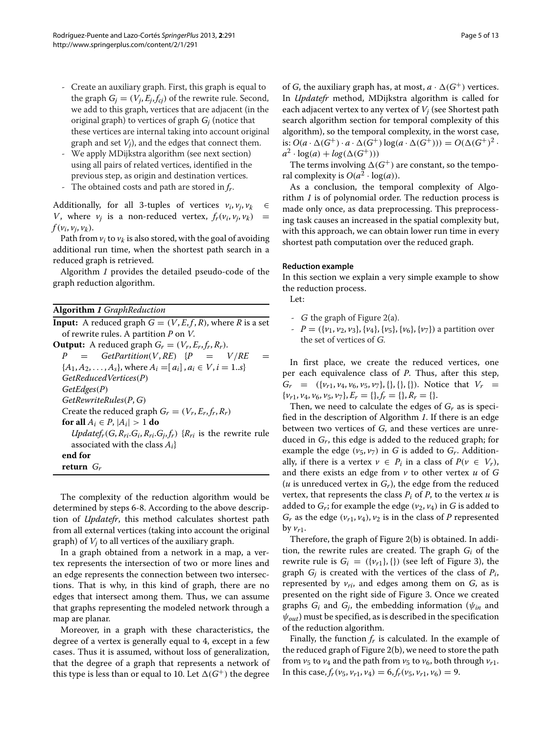- Create an auxiliary graph. First, this graph is equal to the graph $G_j = (V_j, E_j, f_{cj})$ of the rewrite rule. Second, we add to this graph, vertices that are adjacent (in the original graph) to vertices of graph $G_j$ (notice that these vertices are internal taking into account original graph and set $V_j$), and the edges that connect them.
- We apply MDijkstra algorithm (see next section) using all pairs of related vertices, identified in the previous step, as origin and destination vertices.
- The obtained costs and path are stored in $f_r$.

Additionally, for all 3-tuples of vertices $v_i, v_j, v_k \in V$, where $v_j$ is a non-reduced vertex, $f_r(v_i, v_j, v_k) = f(v_i, v_j, v_k)$.

Path from $v_i$ to $v_k$ is also stored, with the goal of avoiding additional run time, when the shortest path search in a reduced graph is retrieved.

Algorithm *1* provides the detailed pseudo-code of the graph reduction algorithm.

**Algorithm *1*** *GraphReduction*

```
Input: A reduced graph G = (V, E, f, R), where R is a set
  of rewrite rules. A partition P on V.
Output: A reduced graph G_r = (V_r, E_r, f_r, R_r).
  P = GetPartition(V, RE) {P = V/RE =
  {A_1, A_2, ..., A_s}, where A_i = [a_i], a_i ∈ V, i = 1..s}
  GetReducedVertices(P)
  GetEdges(P)
  GetRewriteRules(P, G)
  Create the reduced graph G_r = (V_r, E_r, f_r, R_r)
  for all A_i ∈ P, |A_i| > 1 do
    Updatef_r(G, R_ri.G_i, R_ri.G_j, f_r) {R_ri is the rewrite rule
    associated with the class A_i}
  end for
  return G_r
```

The complexity of the reduction algorithm would be determined by steps 6-8. According to the above description of *Updatefr*, this method calculates shortest path from all external vertices (taking into account the original graph) of $V_j$ to all vertices of the auxiliary graph.

In a graph obtained from a network in a map, a vertex represents the intersection of two or more lines and an edge represents the connection between two intersections. That is why, in this kind of graph, there are no edges that intersect among them. Thus, we can assume that graphs representing the modeled network through a map are planar.

Moreover, in a graph with these characteristics, the degree of a vertex is generally equal to 4, except in a few cases. Thus it is assumed, without loss of generalization, that the degree of a graph that represents a network of this type is less than or equal to 10. Let $\Delta(G^+)$ the degree of $G$, the auxiliary graph has, at most, $a \cdot \Delta(G^+)$ vertices. In *Updatefr* method, MDijkstra algorithm is called for each adjacent vertex to any vertex of $V_j$ (see Shortest path search algorithm section for temporal complexity of this algorithm), so the temporal complexity, in the worst case, is: $O(a \cdot \Delta(G^+) \cdot a \cdot \Delta(G^+) \log(a \cdot \Delta(G^+))) = O(\Delta(G^+)^2 \cdot a^2 \cdot \log(a) + log(\Delta(G^+)))$

The terms involving $\Delta(G^+)$ are constant, so the temporal complexity is $O(a^2 \cdot \log(a))$.

As a conclusion, the temporal complexity of Algorithm *1* is of polynomial order. The reduction process is made only once, as data preprocessing. This preprocessing task causes an increased in the spatial complexity but, with this approach, we can obtain lower run time in every shortest path computation over the reduced graph.

#### Reduction example

In this section we explain a very simple example to show the reduction process.

Let:

- $G$ the graph of Figure 2(a).
- $P = (\{v_1, v_2, v_3\}, \{v_4\}, \{v_5\}, \{v_6\}, \{v_7\})$ a partition over the set of vertices of $G$.

In first place, we create the reduced vertices, one per each equivalence class of $P$. Thus, after this step, $G_r = (\{v_{r1}, v_4, v_6, v_5, v_7\}, \{\}, \{\}, \{\})$. Notice that $V_r = \{v_{r1}, v_4, v_6, v_5, v_7\}, E_r = \{\}, f_r = \{\}, R_r = \{\}$.

Then, we need to calculate the edges of $G_r$ as is specified in the description of Algorithm *1*. If there is an edge between two vertices of $G$, and these vertices are unreduced in $G_r$, this edge is added to the reduced graph; for example the edge $(v_5, v_7)$ in $G$ is added to $G_r$. Additionally, if there is a vertex $v \in P_i$ in a class of $P (v \in V_r)$, and there exists an edge from $v$ to other vertex $u$ of $G$ ($u$ is unreduced vertex in $G_r$), the edge from the reduced vertex, that represents the class $P_i$ of $P$, to the vertex $u$ is added to $G_r$; for example the edge $(v_2, v_4)$ in $G$ is added to $G_r$ as the edge $(v_{r1}, v_4)$, $v_2$ is in the class of $P$ represented by $v_{r1}$.

Therefore, the graph of Figure 2(b) is obtained. In addition, the rewrite rules are created. The graph $G_i$ of the rewrite rule is $G_i = (\{v_{r1}\}, \{\})$ (see left of Figure 3), the graph $G_j$ is created with the vertices of the class of $P_i$, represented by $v_{ri}$, and edges among them on $G$, as is presented on the right side of Figure 3. Once we created graphs $G_i$ and $G_j$, the embedding information ($\psi_{in}$ and $\psi_{out}$) must be specified, as is described in the specification of the reduction algorithm.

Finally, the function $f_r$ is calculated. In the example of the reduced graph of Figure 2(b), we need to store the path from $v_5$ to $v_4$ and the path from $v_5$ to $v_6$, both through $v_{r1}$. In this case, $f_r(v_5, v_{r1}, v_4) = 6, f_r(v_5, v_{r1}, v_6) = 9$.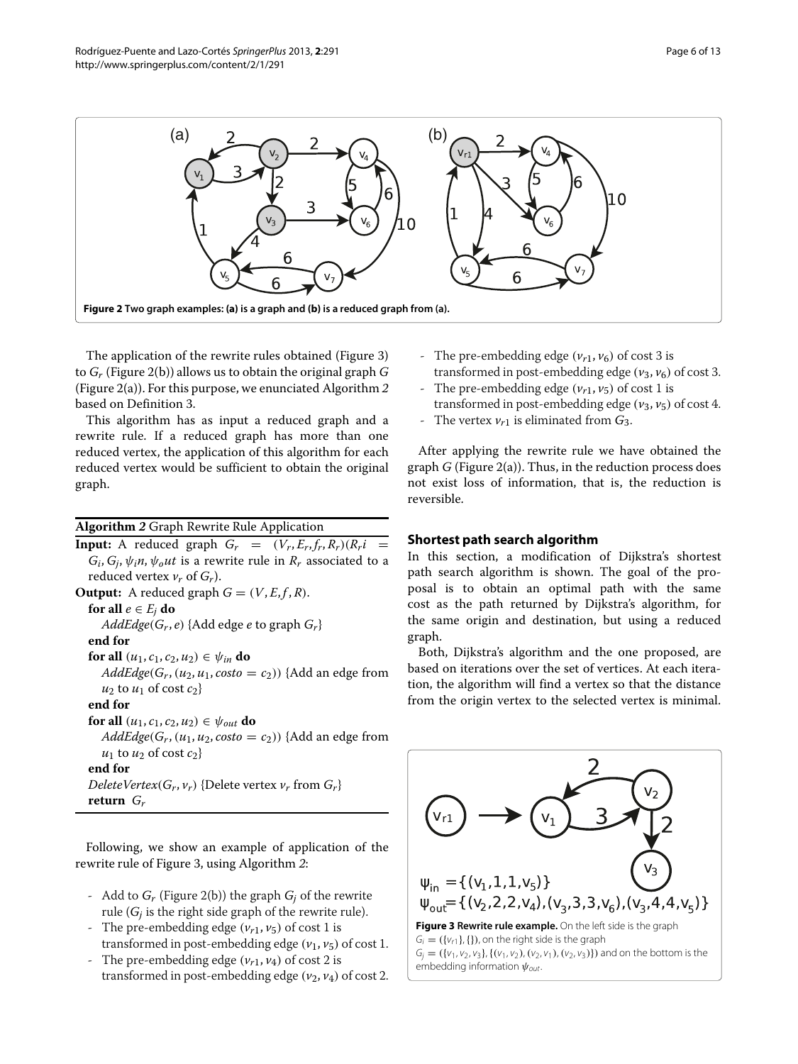**Figure 2 Two graph examples: (a) is a graph and (b) is a reduced graph from (a).**

The application of the rewrite rules obtained (Figure 3) to $G_r$ (Figure 2(b)) allows us to obtain the original graph $G$ (Figure 2(a)). For this purpose, we enunciated Algorithm 2 based on Definition 3.

This algorithm has as input a reduced graph and a rewrite rule. If a reduced graph has more than one reduced vertex, the application of this algorithm for each reduced vertex would be sufficient to obtain the original graph.

**Algorithm 2** Graph Rewrite Rule Application

**Input:** A reduced graph $G_r = (V_r, E_r, f_r, R_r)(R_r i = G_i, G_j, \psi_i n, \psi_o ut$ is a rewrite rule in $R_r$ associated to a reduced vertex $v_r$ of $G_r$).

**Output:** A reduced graph $G = (V, E, f, R)$.

**for all** $e \in E_j$ **do**
  $AddEdge(G_r, e)$ {Add edge $e$ to graph $G_r$}
**end for**
**for all** $(u_1, c_1, c_2, u_2) \in \psi_{in}$ **do**
  $AddEdge(G_r, (u_2, u_1, costo = c_2))$ {Add an edge from $u_2$ to $u_1$ of cost $c_2$}
**end for**
**for all** $(u_1, c_1, c_2, u_2) \in \psi_{out}$ **do**
  $AddEdge(G_r, (u_1, u_2, costo = c_2))$ {Add an edge from $u_1$ to $u_2$ of cost $c_2$}
**end for**
$DeleteVertex(G_r, v_r)$ {Delete vertex $v_r$ from $G_r$}
**return** $G_r$

Following, we show an example of application of the rewrite rule of Figure 3, using Algorithm 2:

- Add to $G_r$ (Figure 2(b)) the graph $G_j$ of the rewrite rule ($G_j$ is the right side graph of the rewrite rule).
- The pre-embedding edge $(v_{r1}, v_5)$ of cost 1 is transformed in post-embedding edge $(v_1, v_5)$ of cost 1.
- The pre-embedding edge $(v_{r1}, v_4)$ of cost 2 is transformed in post-embedding edge $(v_2, v_4)$ of cost 2.
- The pre-embedding edge $(v_{r1}, v_6)$ of cost 3 is transformed in post-embedding edge $(v_3, v_6)$ of cost 3.
- The pre-embedding edge $(v_{r1}, v_5)$ of cost 1 is transformed in post-embedding edge $(v_3, v_5)$ of cost 4.
- The vertex $v_{r1}$ is eliminated from $G_3$.

After applying the rewrite rule we have obtained the graph $G$ (Figure 2(a)). Thus, in the reduction process does not exist loss of information, that is, the reduction is reversible.

## Shortest path search algorithm

In this section, a modification of Dijkstra's shortest path search algorithm is shown. The goal of the proposal is to obtain an optimal path with the same cost as the path returned by Dijkstra's algorithm, for the same origin and destination, but using a reduced graph.

Both, Dijkstra's algorithm and the one proposed, are based on iterations over the set of vertices. At each iteration, the algorithm will find a vertex so that the distance from the origin vertex to the selected vertex is minimal.

$\psi_{in} = \{(v_1, 1, 1, v_5)\}$
$\psi_{out} = \{(v_2, 2, 2, v_4), (v_3, 3, 3, v_6), (v_3, 4, 4, v_5)\}$

**Figure 3 Rewrite rule example.** On the left side is the graph $G_i = (\{v_{r1}\}, \{\})$, on the right side is the graph $G_j = (\{v_1, v_2, v_3\}, \{(v_1, v_2), (v_2, v_1), (v_2, v_3)\})$ and on the bottom is the embedding information $\psi_{out}$.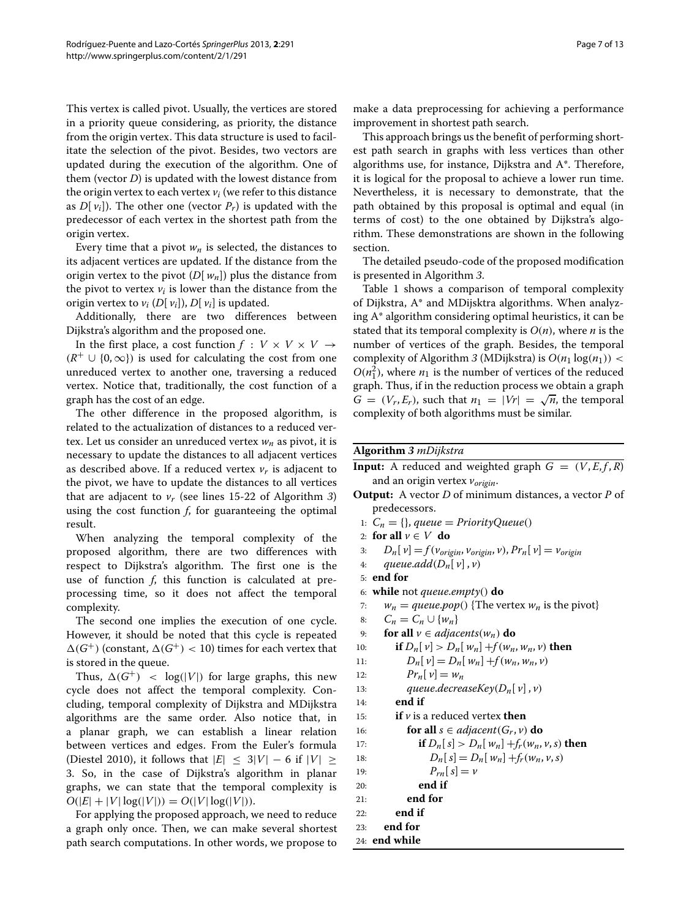This vertex is called pivot. Usually, the vertices are stored in a priority queue considering, as priority, the distance from the origin vertex. This data structure is used to facilitate the selection of the pivot. Besides, two vectors are updated during the execution of the algorithm. One of them (vector $D$) is updated with the lowest distance from the origin vertex to each vertex $v_i$ (we refer to this distance as $D[v_i]$). The other one (vector $P_r$) is updated with the predecessor of each vertex in the shortest path from the origin vertex.

Every time that a pivot $w_n$ is selected, the distances to its adjacent vertices are updated. If the distance from the origin vertex to the pivot ($D[w_n]$) plus the distance from the pivot to vertex $v_i$ is lower than the distance from the origin vertex to $v_i$ ($D[v_i]$), $D[v_i]$ is updated.

Additionally, there are two differences between Dijkstra's algorithm and the proposed one.

In the first place, a cost function $f : V \times V \times V \rightarrow (R^{+} \cup \{0, \infty\})$ is used for calculating the cost from one unreduced vertex to another one, traversing a reduced vertex. Notice that, traditionally, the cost function of a graph has the cost of an edge.

The other difference in the proposed algorithm, is related to the actualization of distances to a reduced vertex. Let us consider an unreduced vertex $w_n$ as pivot, it is necessary to update the distances to all adjacent vertices as described above. If a reduced vertex $v_r$ is adjacent to the pivot, we have to update the distances to all vertices that are adjacent to $v_r$ (see lines 15-22 of Algorithm *3*) using the cost function *f*, for guaranteeing the optimal result.

When analyzing the temporal complexity of the proposed algorithm, there are two differences with respect to Dijkstra's algorithm. The first one is the use of function *f*, this function is calculated at preprocessing time, so it does not affect the temporal complexity.

The second one implies the execution of one cycle. However, it should be noted that this cycle is repeated $\Delta(G^{+})$ (constant, $\Delta(G^{+}) < 10$) times for each vertex that is stored in the queue.

Thus, $\Delta(G^{+}) < \log(|V|)$ for large graphs, this new cycle does not affect the temporal complexity. Concluding, temporal complexity of Dijkstra and MDijkstra algorithms are the same order. Also notice that, in a planar graph, we can establish a linear relation between vertices and edges. From the Euler's formula (Diestel 2010), it follows that $|E| \leq 3|V| - 6$ if $|V| \geq 3$. So, in the case of Dijkstra's algorithm in planar graphs, we can state that the temporal complexity is $O(|E| + |V|\log(|V|)) = O(|V|\log(|V|))$.

For applying the proposed approach, we need to reduce a graph only once. Then, we can make several shortest path search computations. In other words, we propose to make a data preprocessing for achieving a performance improvement in shortest path search.

This approach brings us the benefit of performing shortest path search in graphs with less vertices than other algorithms use, for instance, Dijkstra and A*. Therefore, it is logical for the proposal to achieve a lower run time. Nevertheless, it is necessary to demonstrate, that the path obtained by this proposal is optimal and equal (in terms of cost) to the one obtained by Dijkstra's algorithm. These demonstrations are shown in the following section.

The detailed pseudo-code of the proposed modification is presented in Algorithm *3*.

Table 1 shows a comparison of temporal complexity of Dijkstra, A* and MDijsktra algorithms. When analyzing A* algorithm considering optimal heuristics, it can be stated that its temporal complexity is $O(n)$, where $n$ is the number of vertices of the graph. Besides, the temporal complexity of Algorithm *3* (MDijkstra) is $O(n_1 \log(n_1)) < O(n_1^2)$, where $n_1$ is the number of vertices of the reduced graph. Thus, if in the reduction process we obtain a graph $G = (V_r, E_r)$, such that $n_1 = |Vr| = \sqrt{n}$, the temporal complexity of both algorithms must be similar.

**Algorithm *3*** *mDijkstra*

**Input:** A reduced and weighted graph $G = (V, E, f, R)$ and an origin vertex $v_{origin}$.
**Output:** A vector $D$ of minimum distances, a vector $P$ of predecessors.

```
1:  C_n = {}, queue = PriorityQueue()
2:  for all v ∈ V do
3:      D_n[v] = f(v_origin, v_origin, v), Pr_n[v] = v_origin
4:      queue.add(D_n[v], v)
5:  end for
6:  while not queue.empty() do
7:      w_n = queue.pop() {The vertex w_n is the pivot}
8:      C_n = C_n ∪ {w_n}
9:      for all v ∈ adjacents(w_n) do
10:         if D_n[v] > D_n[w_n] + f(w_n, w_n, v) then
11:             D_n[v] = D_n[w_n] + f(w_n, w_n, v)
12:             Pr_n[v] = w_n
13:             queue.decreaseKey(D_n[v], v)
14:         end if
15:         if v is a reduced vertex then
16:             for all s ∈ adjacent(G_r, v) do
17:                 if D_n[s] > D_n[w_n] + f_r(w_n, v, s) then
18:                     D_n[s] = D_n[w_n] + f_r(w_n, v, s)
19:                     Pr_n[s] = v
20:                 end if
21:             end for
22:         end if
23:     end for
24: end while
```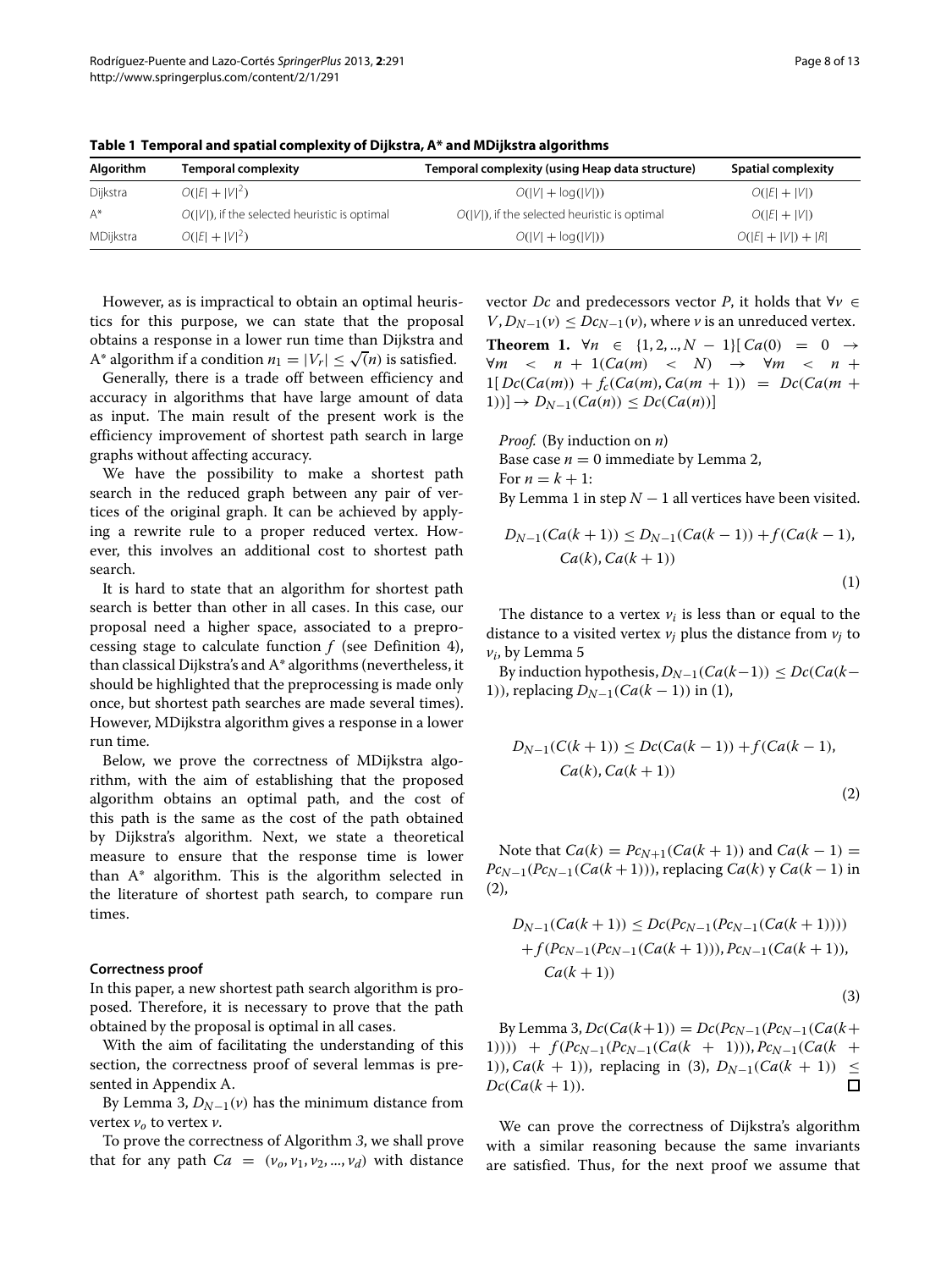**Table 1 Temporal and spatial complexity of Dijkstra, A* and MDijkstra algorithms**

| Algorithm | Temporal complexity | Temporal complexity (using Heap data structure) | Spatial complexity |
|---|---|---|---|
| Dijkstra | $O(\|E\| + \|V\|^2)$ | $O(\|V\| + \log(\|V\|))$ | $O(\|E\| + \|V\|)$ |
| A* | $O(\|V\|)$, if the selected heuristic is optimal | $O(\|V\|)$, if the selected heuristic is optimal | $O(\|E\| + \|V\|)$ |
| MDijkstra | $O(\|E\| + \|V\|^2)$ | $O(\|V\| + \log(\|V\|))$ | $O(\|E\| + \|V\|) + \|R\|$ |

However, as is impractical to obtain an optimal heuristics for this purpose, we can state that the proposal obtains a response in a lower run time than Dijkstra and A* algorithm if a condition $n_1 = |V_r| \leq \sqrt(n)$ is satisfied.

Generally, there is a trade off between efficiency and accuracy in algorithms that have large amount of data as input. The main result of the present work is the efficiency improvement of shortest path search in large graphs without affecting accuracy.

We have the possibility to make a shortest path search in the reduced graph between any pair of vertices of the original graph. It can be achieved by applying a rewrite rule to a proper reduced vertex. However, this involves an additional cost to shortest path search.

It is hard to state that an algorithm for shortest path search is better than other in all cases. In this case, our proposal need a higher space, associated to a preprocessing stage to calculate function $f$ (see Definition 4), than classical Dijkstra's and A* algorithms (nevertheless, it should be highlighted that the preprocessing is made only once, but shortest path searches are made several times). However, MDijkstra algorithm gives a response in a lower run time.

Below, we prove the correctness of MDijkstra algorithm, with the aim of establishing that the proposed algorithm obtains an optimal path, and the cost of this path is the same as the cost of the path obtained by Dijkstra's algorithm. Next, we state a theoretical measure to ensure that the response time is lower than A* algorithm. This is the algorithm selected in the literature of shortest path search, to compare run times.

#### Correctness proof

In this paper, a new shortest path search algorithm is proposed. Therefore, it is necessary to prove that the path obtained by the proposal is optimal in all cases.

With the aim of facilitating the understanding of this section, the correctness proof of several lemmas is presented in Appendix A.

By Lemma 3, $D_{N-1}(v)$ has the minimum distance from vertex $v_o$ to vertex $v$.

To prove the correctness of Algorithm *3*, we shall prove that for any path $Ca = (v_o, v_1, v_2, ..., v_d)$ with distance vector $Dc$ and predecessors vector $P$, it holds that $\forall v \in V, D_{N-1}(v) \leq Dc_{N-1}(v)$, where $v$ is an unreduced vertex.

**Theorem 1.** $\forall n \in \{1, 2, .., N-1\}[\, Ca(0) = 0 \rightarrow \forall m < n+1(Ca(m) < N) \rightarrow \forall m < n+1[\, Dc(Ca(m)) + f_c(Ca(m), Ca(m+1)) = Dc(Ca(m+1))] \rightarrow D_{N-1}(Ca(n)) \leq Dc(Ca(n))]$

*Proof.* (By induction on $n$)
Base case $n = 0$ immediate by Lemma 2,
For $n = k + 1$:
By Lemma 1 in step $N-1$ all vertices have been visited.

$$D_{N-1}(Ca(k+1)) \leq D_{N-1}(Ca(k-1)) + f(Ca(k-1), Ca(k), Ca(k+1)) \tag{1}$$

The distance to a vertex $v_i$ is less than or equal to the distance to a visited vertex $v_j$ plus the distance from $v_j$ to $v_i$, by Lemma 5

By induction hypothesis, $D_{N-1}(Ca(k-1)) \leq Dc(Ca(k-1))$, replacing $D_{N-1}(Ca(k-1))$ in (1),

$$D_{N-1}(C(k+1)) \leq Dc(Ca(k-1)) + f(Ca(k-1), Ca(k), Ca(k+1)) \tag{2}$$

Note that $Ca(k) = Pc_{N+1}(Ca(k+1))$ and $Ca(k-1) = Pc_{N-1}(Pc_{N-1}(Ca(k+1)))$, replacing $Ca(k)$ y $Ca(k-1)$ in (2),

$$D_{N-1}(Ca(k+1)) \leq Dc(Pc_{N-1}(Pc_{N-1}(Ca(k+1)))) + f(Pc_{N-1}(Pc_{N-1}(Ca(k+1))), Pc_{N-1}(Ca(k+1)), Ca(k+1)) \tag{3}$$

By Lemma 3, $Dc(Ca(k+1)) = Dc(Pc_{N-1}(Pc_{N-1}(Ca(k+1)))) + f(Pc_{N-1}(Pc_{N-1}(Ca(k+1))), Pc_{N-1}(Ca(k+1)), Ca(k+1))$, replacing in (3), $D_{N-1}(Ca(k+1)) \leq Dc(Ca(k+1))$. $\square$

We can prove the correctness of Dijkstra's algorithm with a similar reasoning because the same invariants are satisfied. Thus, for the next proof we assume that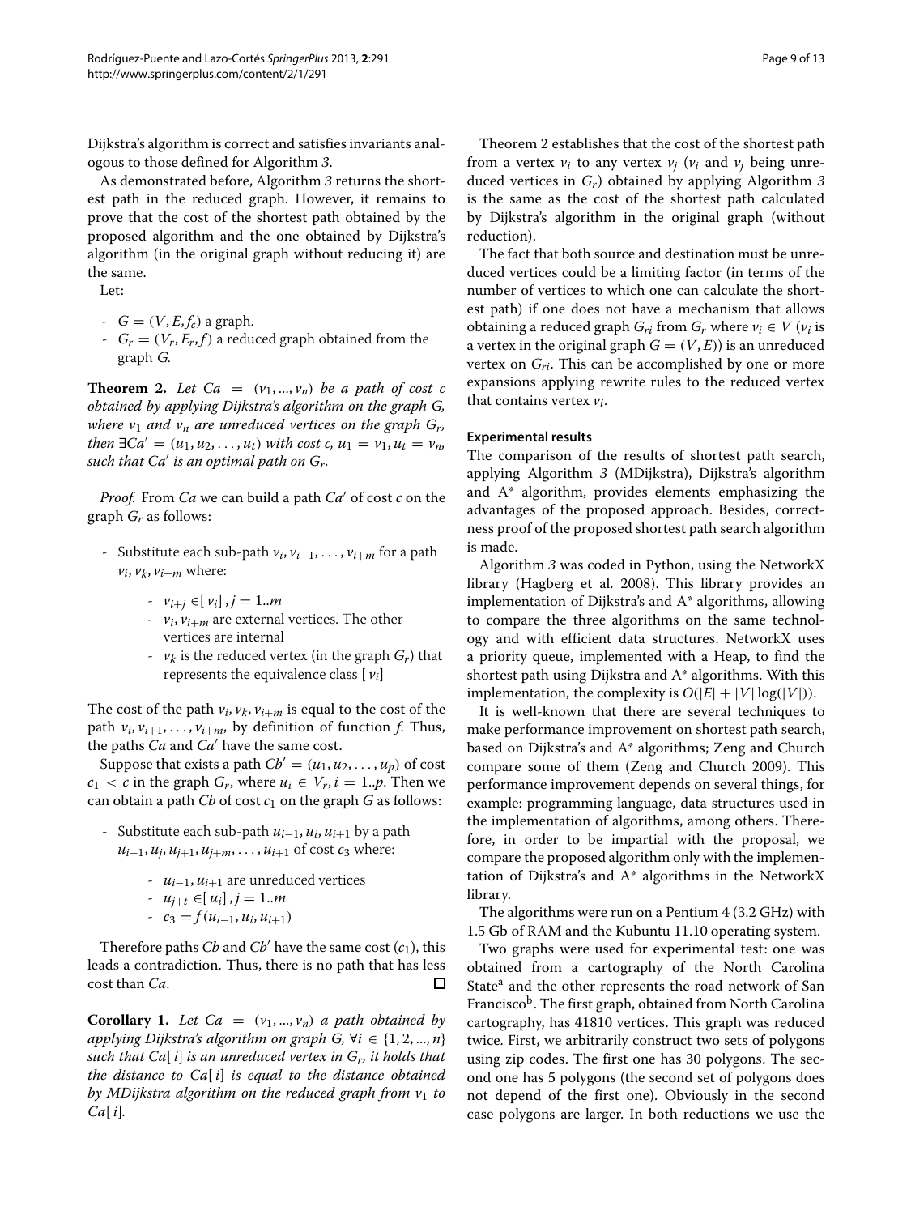Dijkstra's algorithm is correct and satisfies invariants analogous to those defined for Algorithm *3*.

As demonstrated before, Algorithm *3* returns the shortest path in the reduced graph. However, it remains to prove that the cost of the shortest path obtained by the proposed algorithm and the one obtained by Dijkstra's algorithm (in the original graph without reducing it) are the same.

Let:

- $G = (V, E, f_c)$ a graph.
- $G_r = (V_r, E_r, f)$ a reduced graph obtained from the graph $G$.

**Theorem 2.** *Let $Ca = (v_1, ..., v_n)$ be a path of cost $c$ obtained by applying Dijkstra's algorithm on the graph $G$, where $v_1$ and $v_n$ are unreduced vertices on the graph $G_r$, then $\exists Ca' = (u_1, u_2, \ldots, u_t)$ with cost $c$, $u_1 = v_1, u_t = v_n$, such that $Ca'$ is an optimal path on $G_r$.*

*Proof.* From $Ca$ we can build a path $Ca'$ of cost $c$ on the graph $G_r$ as follows:

- Substitute each sub-path $v_i, v_{i+1}, \ldots, v_{i+m}$ for a path $v_i, v_k, v_{i+m}$ where:
    - $v_{i+j} \in [v_i], j = 1..m$
    - $v_i, v_{i+m}$ are external vertices. The other vertices are internal
    - $v_k$ is the reduced vertex (in the graph $G_r$) that represents the equivalence class $[v_i]$

The cost of the path $v_i, v_k, v_{i+m}$ is equal to the cost of the path $v_i, v_{i+1}, \ldots, v_{i+m}$, by definition of function $f$. Thus, the paths $Ca$ and $Ca'$ have the same cost.

Suppose that exists a path $Cb' = (u_1, u_2, \ldots, u_p)$ of cost $c_1 < c$ in the graph $G_r$, where $u_i \in V_r, i = 1..p$. Then we can obtain a path $Cb$ of cost $c_1$ on the graph $G$ as follows:

- Substitute each sub-path $u_{i-1}, u_i, u_{i+1}$ by a path $u_{i-1}, u_j, u_{j+1}, u_{j+m}, \ldots, u_{i+1}$ of cost $c_3$ where:
    - $u_{i-1}, u_{i+1}$ are unreduced vertices
    - $u_{j+t} \in [u_i], j = 1..m$
    - $c_3 = f(u_{i-1}, u_i, u_{i+1})$

Therefore paths $Cb$ and $Cb'$ have the same cost ($c_1$), this leads a contradiction. Thus, there is no path that has less cost than $Ca$. □

**Corollary 1.** *Let $Ca = (v_1, ..., v_n)$ a path obtained by applying Dijkstra's algorithm on graph $G$, $\forall i \in \{1, 2, ..., n\}$ such that $Ca[i]$ is an unreduced vertex in $G_r$, it holds that the distance to $Ca[i]$ is equal to the distance obtained by MDijkstra algorithm on the reduced graph from $v_1$ to $Ca[i]$.*

Theorem 2 establishes that the cost of the shortest path from a vertex $v_i$ to any vertex $v_j$ ($v_i$ and $v_j$ being unreduced vertices in $G_r$) obtained by applying Algorithm *3* is the same as the cost of the shortest path calculated by Dijkstra's algorithm in the original graph (without reduction).

The fact that both source and destination must be unreduced vertices could be a limiting factor (in terms of the number of vertices to which one can calculate the shortest path) if one does not have a mechanism that allows obtaining a reduced graph $G_{ri}$ from $G_r$ where $v_i \in V$ ($v_i$ is a vertex in the original graph $G = (V, E)$) is an unreduced vertex on $G_{ri}$. This can be accomplished by one or more expansions applying rewrite rules to the reduced vertex that contains vertex $v_i$.

### Experimental results

The comparison of the results of shortest path search, applying Algorithm *3* (MDijkstra), Dijkstra's algorithm and A* algorithm, provides elements emphasizing the advantages of the proposed approach. Besides, correctness proof of the proposed shortest path search algorithm is made.

Algorithm *3* was coded in Python, using the NetworkX library (Hagberg et al. 2008). This library provides an implementation of Dijkstra's and A* algorithms, allowing to compare the three algorithms on the same technology and with efficient data structures. NetworkX uses a priority queue, implemented with a Heap, to find the shortest path using Dijkstra and A* algorithms. With this implementation, the complexity is $O(|E| + |V| \log(|V|))$.

It is well-known that there are several techniques to make performance improvement on shortest path search, based on Dijkstra's and A* algorithms; Zeng and Church compare some of them (Zeng and Church 2009). This performance improvement depends on several things, for example: programming language, data structures used in the implementation of algorithms, among others. Therefore, in order to be impartial with the proposal, we compare the proposed algorithm only with the implementation of Dijkstra's and A* algorithms in the NetworkX library.

The algorithms were run on a Pentium 4 (3.2 GHz) with 1.5 Gb of RAM and the Kubuntu 11.10 operating system.

Two graphs were used for experimental test: one was obtained from a cartography of the North Carolina State[a] and the other represents the road network of San Francisco[b]. The first graph, obtained from North Carolina cartography, has 41810 vertices. This graph was reduced twice. First, we arbitrarily construct two sets of polygons using zip codes. The first one has 30 polygons. The second one has 5 polygons (the second set of polygons does not depend of the first one). Obviously in the second case polygons are larger. In both reductions we use the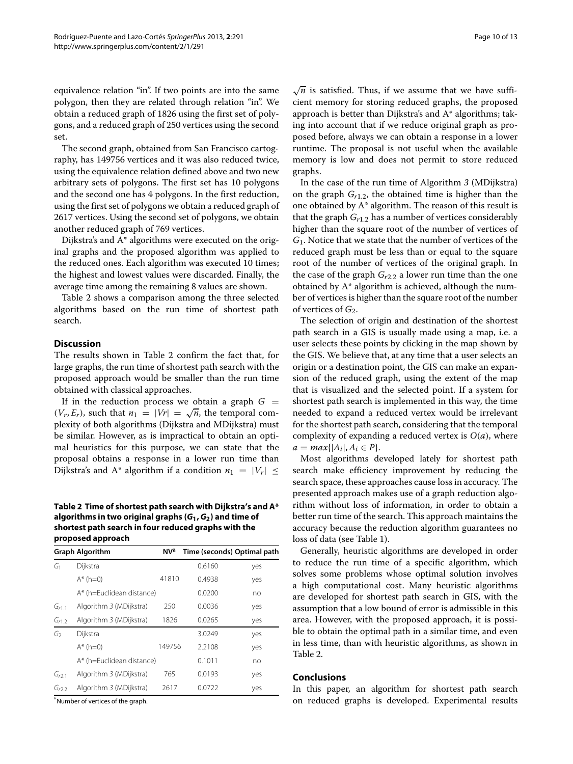equivalence relation "in". If two points are into the same polygon, then they are related through relation "in". We obtain a reduced graph of 1826 using the first set of polygons, and a reduced graph of 250 vertices using the second set.

The second graph, obtained from San Francisco cartography, has 149756 vertices and it was also reduced twice, using the equivalence relation defined above and two new arbitrary sets of polygons. The first set has 10 polygons and the second one has 4 polygons. In the first reduction, using the first set of polygons we obtain a reduced graph of 2617 vertices. Using the second set of polygons, we obtain another reduced graph of 769 vertices.

Dijkstra's and A* algorithms were executed on the original graphs and the proposed algorithm was applied to the reduced ones. Each algorithm was executed 10 times; the highest and lowest values were discarded. Finally, the average time among the remaining 8 values are shown.

Table 2 shows a comparison among the three selected algorithms based on the run time of shortest path search.

## Discussion

The results shown in Table 2 confirm the fact that, for large graphs, the run time of shortest path search with the proposed approach would be smaller than the run time obtained with classical approaches.

If in the reduction process we obtain a graph $G = (V_r, E_r)$, such that $n_1 = |Vr| = \sqrt{n}$, the temporal complexity of both algorithms (Dijkstra and MDijkstra) must be similar. However, as is impractical to obtain an optimal heuristics for this purpose, we can state that the proposal obtains a response in a lower run time than Dijkstra's and A* algorithm if a condition $n_1 = |V_r| \leq \sqrt{n}$ is satisfied. Thus, if we assume that we have sufficient memory for storing reduced graphs, the proposed approach is better than Dijkstra's and A* algorithms; taking into account that if we reduce original graph as proposed before, always we can obtain a response in a lower runtime. The proposal is not useful when the available memory is low and does not permit to store reduced graphs.

**Table 2 Time of shortest path search with Dijkstra's and A* algorithms in two original graphs ($G_1, G_2$) and time of shortest path search in four reduced graphs with the proposed approach**

| Graph | Algorithm | NV[a] | Time (seconds) | Optimal path |
|---|---|---|---|---|
| $G_1$ | Dijkstra | | 0.6160 | yes |
| | A* (h=0) | 41810 | 0.4938 | yes |
| | A* (h=Euclidean distance) | | 0.0200 | no |
| $G_{r1.1}$ | Algorithm *3* (MDijkstra) | 250 | 0.0036 | yes |
| $G_{r1.2}$ | Algorithm *3* (MDijkstra) | 1826 | 0.0265 | yes |
| $G_2$ | Dijkstra | | 3.0249 | yes |
| | A* (h=0) | 149756 | 2.2108 | yes |
| | A* (h=Euclidean distance) | | 0.1011 | no |
| $G_{r2.1}$ | Algorithm *3* (MDijkstra) | 765 | 0.0193 | yes |
| $G_{r2.2}$ | Algorithm *3* (MDijkstra) | 2617 | 0.0722 | yes |

[a] Number of vertices of the graph.

In the case of the run time of Algorithm *3* (MDijkstra) on the graph $G_{r1.2}$, the obtained time is higher than the one obtained by A* algorithm. The reason of this result is that the graph $G_{r1.2}$ has a number of vertices considerably higher than the square root of the number of vertices of $G_1$. Notice that we state that the number of vertices of the reduced graph must be less than or equal to the square root of the number of vertices of the original graph. In the case of the graph $G_{r2.2}$ a lower run time than the one obtained by A* algorithm is achieved, although the number of vertices is higher than the square root of the number of vertices of $G_2$.

The selection of origin and destination of the shortest path search in a GIS is usually made using a map, i.e. a user selects these points by clicking in the map shown by the GIS. We believe that, at any time that a user selects an origin or a destination point, the GIS can make an expansion of the reduced graph, using the extent of the map that is visualized and the selected point. If a system for shortest path search is implemented in this way, the time needed to expand a reduced vertex would be irrelevant for the shortest path search, considering that the temporal complexity of expanding a reduced vertex is $O(a)$, where $a = max\{|A_i|, A_i \in P\}$.

Most algorithms developed lately for shortest path search make efficiency improvement by reducing the search space, these approaches cause loss in accuracy. The presented approach makes use of a graph reduction algorithm without loss of information, in order to obtain a better run time of the search. This approach maintains the accuracy because the reduction algorithm guarantees no loss of data (see Table 1).

Generally, heuristic algorithms are developed in order to reduce the run time of a specific algorithm, which solves some problems whose optimal solution involves a high computational cost. Many heuristic algorithms are developed for shortest path search in GIS, with the assumption that a low bound of error is admissible in this area. However, with the proposed approach, it is possible to obtain the optimal path in a similar time, and even in less time, than with heuristic algorithms, as shown in Table 2.

## Conclusions

In this paper, an algorithm for shortest path search on reduced graphs is developed. Experimental results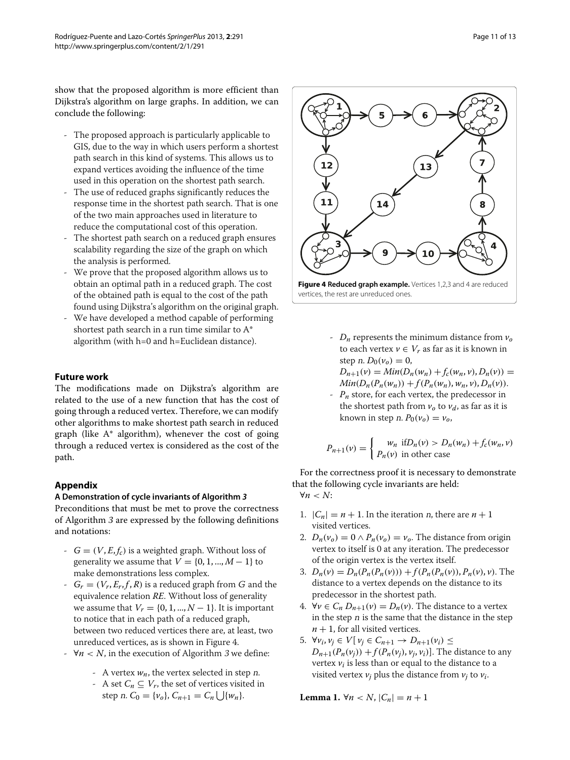show that the proposed algorithm is more efficient than Dijkstra's algorithm on large graphs. In addition, we can conclude the following:

- The proposed approach is particularly applicable to GIS, due to the way in which users perform a shortest path search in this kind of systems. This allows us to expand vertices avoiding the influence of the time used in this operation on the shortest path search.
- The use of reduced graphs significantly reduces the response time in the shortest path search. That is one of the two main approaches used in literature to reduce the computational cost of this operation.
- The shortest path search on a reduced graph ensures scalability regarding the size of the graph on which the analysis is performed.
- We prove that the proposed algorithm allows us to obtain an optimal path in a reduced graph. The cost of the obtained path is equal to the cost of the path found using Dijkstra's algorithm on the original graph.
- We have developed a method capable of performing shortest path search in a run time similar to A* algorithm (with h=0 and h=Euclidean distance).

## Future work

The modifications made on Dijkstra's algorithm are related to the use of a new function that has the cost of going through a reduced vertex. Therefore, we can modify other algorithms to make shortest path search in reduced graph (like A* algorithm), whenever the cost of going through a reduced vertex is considered as the cost of the path.

## Appendix

### A Demonstration of cycle invariants of Algorithm *3*

Preconditions that must be met to prove the correctness of Algorithm *3* are expressed by the following definitions and notations:

- $G = (V, E, f_c)$ is a weighted graph. Without loss of generality we assume that $V = \{0, 1, ..., M-1\}$ to make demonstrations less complex.
- $G_r = (V_r, E_r, f, R)$ is a reduced graph from $G$ and the equivalence relation *RE*. Without loss of generality we assume that $V_r = \{0, 1, ..., N-1\}$. It is important to notice that in each path of a reduced graph, between two reduced vertices there are, at least, two unreduced vertices, as is shown in Figure 4.
- $\forall n < N$, in the execution of Algorithm *3* we define:
  - A vertex $w_n$, the vertex selected in step $n$.
  - A set $C_n \subseteq V_r$, the set of vertices visited in step $n$. $C_0 = \{v_o\}$, $C_{n+1} = C_n \bigcup \{w_n\}$.

**Figure 4 Reduced graph example.** Vertices 1,2,3 and 4 are reduced vertices, the rest are unreduced ones.

  - $D_n$ represents the minimum distance from $v_o$ to each vertex $v \in V_r$ as far as it is known in step $n$. $D_0(v_o) = 0$, $D_{n+1}(v) = Min(D_n(w_n) + f_c(w_n, v), D_n(v)) = Min(D_n(P_n(w_n)) + f(P_n(w_n), w_n, v), D_n(v))$.
  - $P_n$ store, for each vertex, the predecessor in the shortest path from $v_o$ to $v_d$, as far as it is known in step $n$. $P_0(v_o) = v_o$,

$$P_{n+1}(v) = \begin{cases} w_n & \text{if} D_n(v) > D_n(w_n) + f_c(w_n, v) \\ P_n(v) & \text{in other case} \end{cases}$$

For the correctness proof it is necessary to demonstrate that the following cycle invariants are held:
$\forall n < N$:

1. $|C_n| = n + 1$. In the iteration $n$, there are $n + 1$ visited vertices.
2. $D_n(v_o) = 0 \wedge P_n(v_o) = v_o$. The distance from origin vertex to itself is 0 at any iteration. The predecessor of the origin vertex is the vertex itself.
3. $D_n(v) = D_n(P_n(P_n(v))) + f(P_n(P_n(v)), P_n(v), v)$. The distance to a vertex depends on the distance to its predecessor in the shortest path.
4. $\forall v \in C_n\ D_{n+1}(v) = D_n(v)$. The distance to a vertex in the step $n$ is the same that the distance in the step $n+1$, for all visited vertices.
5. $\forall v_i, v_j \in V[\, v_j \in C_{n+1} \rightarrow D_{n+1}(v_i) \leq D_{n+1}(P_n(v_j)) + f(P_n(v_j), v_j, v_i)]$. The distance to any vertex $v_i$ is less than or equal to the distance to a visited vertex $v_j$ plus the distance from $v_j$ to $v_i$.

**Lemma 1.** $\forall n < N$, $|C_n| = n + 1$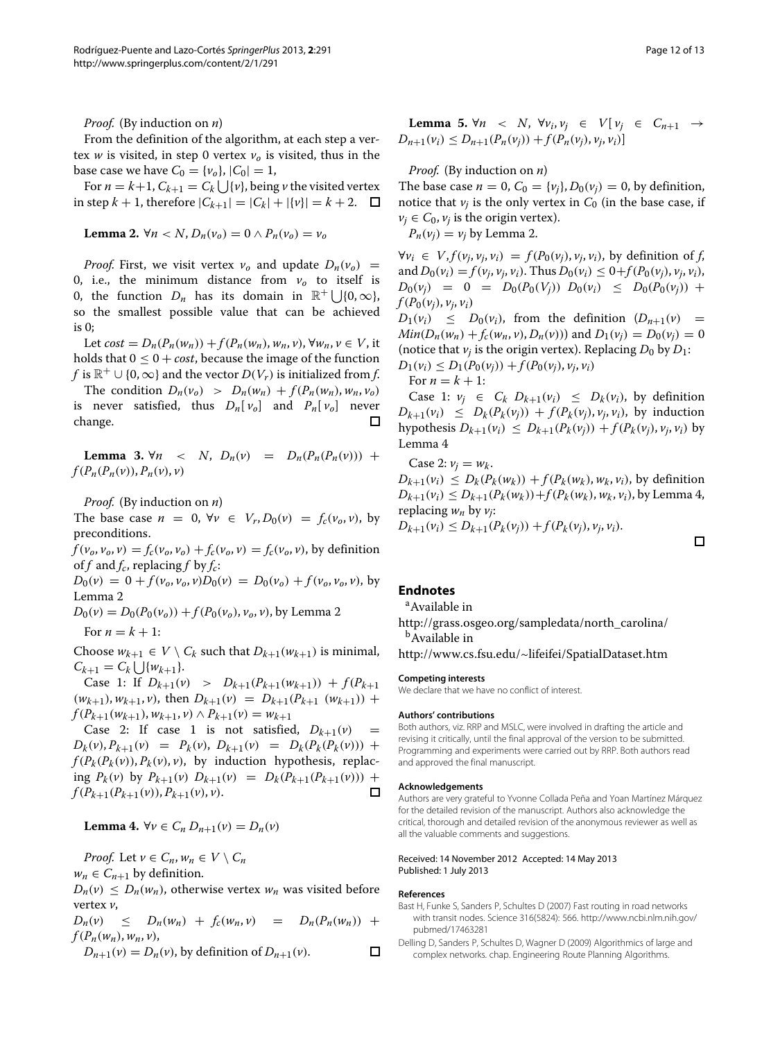*Proof.* (By induction on $n$)

From the definition of the algorithm, at each step a vertex $w$ is visited, in step 0 vertex $v_o$ is visited, thus in the base case we have $C_0 = \{v_o\}$, $|C_0| = 1$,

For $n = k+1$, $C_{k+1} = C_k \bigcup \{v\}$, being $v$ the visited vertex in step $k+1$, therefore $|C_{k+1}| = |C_k| + |\{v\}| = k + 2$. □

**Lemma 2.** $\forall n < N, D_n(v_o) = 0 \wedge P_n(v_o) = v_o$

*Proof.* First, we visit vertex $v_o$ and update $D_n(v_o) = 0$, i.e., the minimum distance from $v_o$ to itself is 0, the function $D_n$ has its domain in $\mathbb{R}^+ \bigcup \{0, \infty\}$, so the smallest possible value that can be achieved is 0;

Let $cost = D_n(P_n(w_n)) + f(P_n(w_n), w_n, v), \forall w_n, v \in V$, it holds that $0 \leq 0 + cost$, because the image of the function $f$ is $\mathbb{R}^+ \cup \{0, \infty\}$ and the vector $D(V_r)$ is initialized from $f$.

The condition $D_n(v_o) > D_n(w_n) + f(P_n(w_n), w_n, v_o)$ is never satisfied, thus $D_n[v_o]$ and $P_n[v_o]$ never change. □

**Lemma 3.** $\forall n < N$, $D_n(v) = D_n(P_n(P_n(v))) + f(P_n(P_n(v)), P_n(v), v)$

*Proof.* (By induction on $n$)

The base case $n = 0$, $\forall v \in V_r, D_0(v) = f_c(v_o, v)$, by preconditions.

$f(v_o, v_o, v) = f_c(v_o, v_o) + f_c(v_o, v) = f_c(v_o, v)$, by definition of $f$ and $f_c$, replacing $f$ by $f_c$:

$D_0(v) = 0 + f(v_o, v_o, v) D_0(v) = D_0(v_o) + f(v_o, v_o, v)$, by Lemma 2

$D_0(v) = D_0(P_0(v_o)) + f(P_0(v_o), v_o, v)$, by Lemma 2

For $n = k + 1$:

Choose $w_{k+1} \in V \setminus C_k$ such that $D_{k+1}(w_{k+1})$ is minimal, $C_{k+1} = C_k \bigcup \{w_{k+1}\}$.

Case 1: If $D_{k+1}(v) > D_{k+1}(P_{k+1}(w_{k+1})) + f(P_{k+1}(w_{k+1}), w_{k+1}, v)$, then $D_{k+1}(v) = D_{k+1}(P_{k+1}(w_{k+1})) + f(P_{k+1}(w_{k+1}), w_{k+1}, v) \wedge P_{k+1}(v) = w_{k+1}$

Case 2: If case 1 is not satisfied, $D_{k+1}(v) = D_k(v), P_{k+1}(v) = P_k(v)$, $D_{k+1}(v) = D_k(P_k(P_k(v))) + f(P_k(P_k(v)), P_k(v), v)$, by induction hypothesis, replacing $P_k(v)$ by $P_{k+1}(v)$ $D_{k+1}(v) = D_k(P_{k+1}(P_{k+1}(v))) + f(P_{k+1}(P_{k+1}(v)), P_{k+1}(v), v)$. □

**Lemma 4.** $\forall v \in C_n \; D_{n+1}(v) = D_n(v)$

*Proof.* Let $v \in C_n, w_n \in V \setminus C_n$

$w_n \in C_{n+1}$ by definition.

$D_n(v) \leq D_n(w_n)$, otherwise vertex $w_n$ was visited before vertex $v$,

$D_n(v) \leq D_n(w_n) + f_c(w_n, v) = D_n(P_n(w_n)) + f(P_n(w_n), w_n, v)$,

$D_{n+1}(v) = D_n(v)$, by definition of $D_{n+1}(v)$. □

**Lemma 5.** $\forall n < N$, $\forall v_i, v_j \in V[v_j \in C_{n+1} \rightarrow D_{n+1}(v_i) \leq D_{n+1}(P_n(v_j)) + f(P_n(v_j), v_j, v_i)]$

*Proof.* (By induction on $n$)

The base case $n = 0$, $C_0 = \{v_j\}, D_0(v_j) = 0$, by definition, notice that $v_j$ is the only vertex in $C_0$ (in the base case, if $v_j \in C_0$, $v_j$ is the origin vertex).

$P_n(v_j) = v_j$ by Lemma 2.

$\forall v_i \in V, f(v_j, v_j, v_i) = f(P_0(v_j), v_j, v_i)$, by definition of $f$, and $D_0(v_i) = f(v_j, v_j, v_i)$. Thus $D_0(v_i) \leq 0 + f(P_0(v_j), v_j, v_i)$, $D_0(v_j) = 0 = D_0(P_0(V_j))$ $D_0(v_i) \leq D_0(P_0(v_j)) + f(P_0(v_j), v_j, v_i)$

$D_1(v_i) \leq D_0(v_i)$, from the definition $(D_{n+1}(v) = Min(D_n(w_n) + f_c(w_n, v), D_n(v)))$ and $D_1(v_j) = D_0(v_j) = 0$ (notice that $v_j$ is the origin vertex). Replacing $D_0$ by $D_1$: $D_1(v_i) \leq D_1(P_0(v_j)) + f(P_0(v_j), v_j, v_i)$

For $n = k + 1$:

Case 1: $v_j \in C_k$ $D_{k+1}(v_i) \leq D_k(v_i)$, by definition $D_{k+1}(v_i) \leq D_k(P_k(v_j)) + f(P_k(v_j), v_j, v_i)$, by induction hypothesis $D_{k+1}(v_i) \leq D_{k+1}(P_k(v_j)) + f(P_k(v_j), v_j, v_i)$ by Lemma 4

Case 2: $v_j = w_k$.

$D_{k+1}(v_i) \leq D_k(P_k(w_k)) + f(P_k(w_k), w_k, v_i)$, by definition $D_{k+1}(v_i) \leq D_{k+1}(P_k(w_k)) + f(P_k(w_k), w_k, v_i)$, by Lemma 4, replacing $w_n$ by $v_j$:

$D_{k+1}(v_i) \leq D_{k+1}(P_k(v_j)) + f(P_k(v_j), v_j, v_i)$. □

## Endnotes

[a]Available in

http://grass.osgeo.org/sampledata/north_carolina/

[b]Available in

http://www.cs.fsu.edu/~lifeifei/SpatialDataset.htm

#### Competing interests

We declare that we have no conflict of interest.

#### Authors' contributions

Both authors, viz. RRP and MSLC, were involved in drafting the article and revising it critically, until the final approval of the version to be submitted. Programming and experiments were carried out by RRP. Both authors read and approved the final manuscript.

#### Acknowledgements

Authors are very grateful to Yvonne Collada Peña and Yoan Martínez Márquez for the detailed revision of the manuscript. Authors also acknowledge the critical, thorough and detailed revision of the anonymous reviewer as well as all the valuable comments and suggestions.

Received: 14 November 2012 Accepted: 14 May 2013
Published: 1 July 2013

#### References

Bast H, Funke S, Sanders P, Schultes D (2007) Fast routing in road networks with transit nodes. Science 316(5824): 566. http://www.ncbi.nlm.nih.gov/pubmed/17463281

Delling D, Sanders P, Schultes D, Wagner D (2009) Algorithmics of large and complex networks. chap. Engineering Route Planning Algorithms.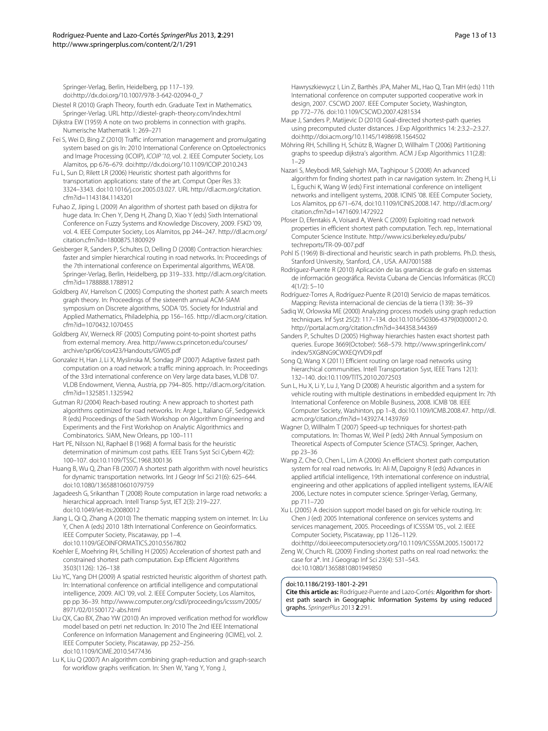Springer-Verlag, Berlin, Heidelberg, pp 117–139. doi:http://dx.doi.org/10.1007/978-3-642-02094-0_7

Diestel R (2010) Graph Theory, fourth edn. Graduate Text in Mathematics. Springer-Verlag. URL http://diestel-graph-theory.com/index.html

Dijkstra EW (1959) A note on two problems in connection with graphs. Numerische Mathematik 1: 269–271

Fei S, Wei D, Bing Z (2010) Traffic information management and promulgating system based on gis In: 2010 International Conference on Optoelectronics and Image Processing (ICOIP), *ICOIP '10*, vol. 2. IEEE Computer Society, Los Alamitos, pp 676–679. doi:http://dx.doi.org/10.1109/ICOIP.2010.243

Fu L, Sun D, Rilett LR (2006) Heuristic shortest path algorithms for transportation applications: state of the art. Comput Oper Res 33: 3324–3343. doi:10.1016/j.cor.2005.03.027. URL http://dl.acm.org/citation.cfm?id=1143184.1143201

Fuhao Z, Jiping L (2009) An algorithm of shortest path based on dijkstra for huge data. In: Chen Y, Deng H, Zhang D, Xiao Y (eds) Sixth International Conference on Fuzzy Systems and Knowledge Discovery, 2009. FSKD '09, vol. 4. IEEE Computer Society, Los Alamitos, pp 244–247. http://dl.acm.org/citation.cfm?id=1800875.1800929

Geisberger R, Sanders P, Schultes D, Delling D (2008) Contraction hierarchies: faster and simpler hierarchical routing in road networks. In: Proceedings of the 7th international conference on Experimental algorithms, WEA'08. Springer-Verlag, Berlin, Heidelberg, pp 319–333. http://dl.acm.org/citation.cfm?id=1788888.1788912

Goldberg AV, Harrelson C (2005) Computing the shortest path: A search meets graph theory. In: Proceedings of the sixteenth annual ACM-SIAM symposium on Discrete algorithms, SODA '05. Society for Industrial and Applied Mathematics, Philadelphia, pp 156–165. http://dl.acm.org/citation.cfm?id=1070432.1070455

Goldberg AV, Werneck RF (2005) Computing point-to-point shortest paths from external memory. Area. http://www.cs.princeton.edu/courses/archive/spr06/cos423/Handouts/GW05.pdf

Gonzalez H, Han J, Li X, Myslinska M, Sondag JP (2007) Adaptive fastest path computation on a road network: a traffic mining approach. In: Proceedings of the 33rd international conference on Very large data bases, VLDB '07. VLDB Endowment, Vienna, Austria, pp 794–805. http://dl.acm.org/citation.cfm?id=1325851.1325942

Gutman RJ (2004) Reach-based routing: A new approach to shortest path algorithms optimized for road networks. In: Arge L, Italiano GF, Sedgewick R (eds) Proceedings of the Sixth Workshop on Algorithm Engineering and Experiments and the First Workshop on Analytic Algorithmics and Combinatorics. SIAM, New Orleans, pp 100–111

Hart PE, Nilsson NJ, Raphael B (1968) A formal basis for the heuristic determination of minimum cost paths. IEEE Trans Syst Sci Cybern 4(2): 100–107. doi:10.1109/TSSC.1968.300136

Huang B, Wu Q, Zhan FB (2007) A shortest path algorithm with novel heuristics for dynamic transportation networks. Int J Geogr Inf Sci 21(6): 625–644. doi:10.1080/13658810601079759

Jagadeesh G, Srikanthan T (2008) Route computation in large road networks: a hierarchical approach. Intell Transp Syst, IET 2(3): 219–227. doi:10.1049/iet-its:20080012

Jiang L, Qi Q, Zhang A (2010) The thematic mapping system on internet. In: Liu Y, Chen A (eds) 2010 18th International Conference on Geoinformatics. IEEE Computer Society, Piscataway, pp 1–4. doi:10.1109/GEOINFORMATICS.2010.5567802

Koehler E, Moehring RH, Schilling H (2005) Acceleration of shortest path and constrained shortest path computation. Exp Efficient Algorithms 3503(1126): 126–138

Liu YC, Yang DH (2009) A spatial restricted heuristic algorithm of shortest path. In: International conference on artificial intelligence and computational intelligence, 2009. AICI '09, vol. 2. IEEE Computer Society, Los Alamitos, pp pp 36–39. http://www.computer.org/csdl/proceedings/icsssm/2005/8971/02/01500172-abs.html

Liu QX, Cao BX, Zhao YW (2010) An improved verification method for workflow model based on petri net reduction. In: 2010 The 2nd IEEE International Conference on Information Management and Engineering (ICIME), vol. 2. IEEE Computer Society, Piscataway, pp 252–256. doi:10.1109/ICIME.2010.5477436

Lu K, Liu Q (2007) An algorithm combining graph-reduction and graph-search for workflow graphs verification. In: Shen W, Yang Y, Yong J, Hawryszkiewycz I, Lin Z, Barthès JPA, Maher ML, Hao Q, Tran MH (eds) 11th International conference on computer supported cooperative work in design, 2007. CSCWD 2007. IEEE Computer Society, Washington, pp 772–776. doi:10.1109/CSCWD.2007.4281534

Maue J, Sanders P, Matijevic D (2010) Goal-directed shortest-path queries using precomputed cluster distances. J Exp Algorithmics 14: 2:3.2–2:3.27. doi:http://doi.acm.org/10.1145/1498698.1564502

Möhring RH, Schilling H, Schütz B, Wagner D, Willhalm T (2006) Partitioning graphs to speedup dijkstra's algorithm. ACM J Exp Algorithmics 11(2.8): 1–29

Nazari S, Meybodi MR, Salehigh MA, Taghipour S (2008) An advanced algorithm for finding shortest path in car navigation system. In: Zheng H, Li L, Eguchi K, Wang W (eds) First international conference on intelligent networks and intelligent systems, 2008. ICINIS '08. IEEE Computer Society, Los Alamitos, pp 671–674, doi:10.1109/ICINIS.2008.147. http://dl.acm.org/citation.cfm?id=1471609.1472922

Pfoser D, Efentakis A, Voisard A, Wenk C (2009) Exploiting road network properties in efficient shortest path computation. Tech. rep., International Computer Science Institute. http://www.icsi.berkeley.edu/pubs/techreports/TR-09-007.pdf

Pohl IS (1969) Bi-directional and heuristic search in path problems. Ph.D. thesis, Stanford University, Stanford, CA , USA. AAI7001588

Rodríguez-Puente R (2010) Aplicación de las gramáticas de grafo en sistemas de información geográfica. Revista Cubana de Ciencias Informáticas (RCCI) 4(1/2): 5–10

Rodríguez-Torres A, Rodríguez-Puente R (2010) Servicio de mapas temáticos. Mapping: Revista internacional de ciencias de la tierra (139): 36–39

Sadiq W, Orlowska ME (2000) Analyzing process models using graph reduction techniques. Inf Syst 25(2): 117–134. doi:10.1016/S0306-4379(00)00012-0. http://portal.acm.org/citation.cfm?id=344358.344369

Sanders P, Schultes D (2005) Highway hierarchies hasten exact shortest path queries. Europe 3669(October): 568–579. http://www.springerlink.com/index/5XG8NG9CWXEQYVD9.pdf

Song Q, Wang X (2011) Efficient routing on large road networks using hierarchical communities. Intell Transportation Syst, IEEE Trans 12(1): 132–140. doi:10.1109/TITS.2010.2072503

Sun L, Hu X, Li Y, Lu J, Yang D (2008) A heuristic algorithm and a system for vehicle routing with multiple destinations in embedded equipment In: 7th International Conference on Mobile Business, 2008. ICMB '08. IEEE Computer Society, Washinton, pp 1–8, doi:10.1109/ICMB.2008.47. http://dl.acm.org/citation.cfm?id=1439274.1439769

Wagner D, Willhalm T (2007) Speed-up techniques for shortest-path computations. In: Thomas W, Weil P (eds) 24th Annual Symposium on Theoretical Aspects of Computer Science (STACS). Springer, Aachen, pp 23–36

Wang Z, Che O, Chen L, Lim A (2006) An efficient shortest path computation system for real road networks. In: Ali M, Dapoigny R (eds) Advances in applied artificial intelligence, 19th international conference on industrial, engineering and other applications of applied intelligent systems, IEA/AIE 2006, Lecture notes in computer science. Springer-Verlag, Germany, pp 711–720

Xu L (2005) A decision support model based on gis for vehicle routing. In: Chen J (ed) 2005 International conference on services systems and services management, 2005. Proceedings of ICSSSM '05., vol. 2. IEEE Computer Society, Piscataway, pp 1126–1129. doi:http://doi.ieeecomputersociety.org/10.1109/ICSSSM.2005.1500172

Zeng W, Church RL (2009) Finding shortest paths on real road networks: the case for a*. Int J Geograp Inf Sci 23(4): 531–543. doi:10.1080/13658810801949850

doi:10.1186/2193-1801-2-291

**Cite this article as:** Rodríguez-Puente and Lazo-Cortés: **Algorithm for shortest path search in Geographic Information Systems by using reduced graphs.** *SpringerPlus* 2013 **2**:291.